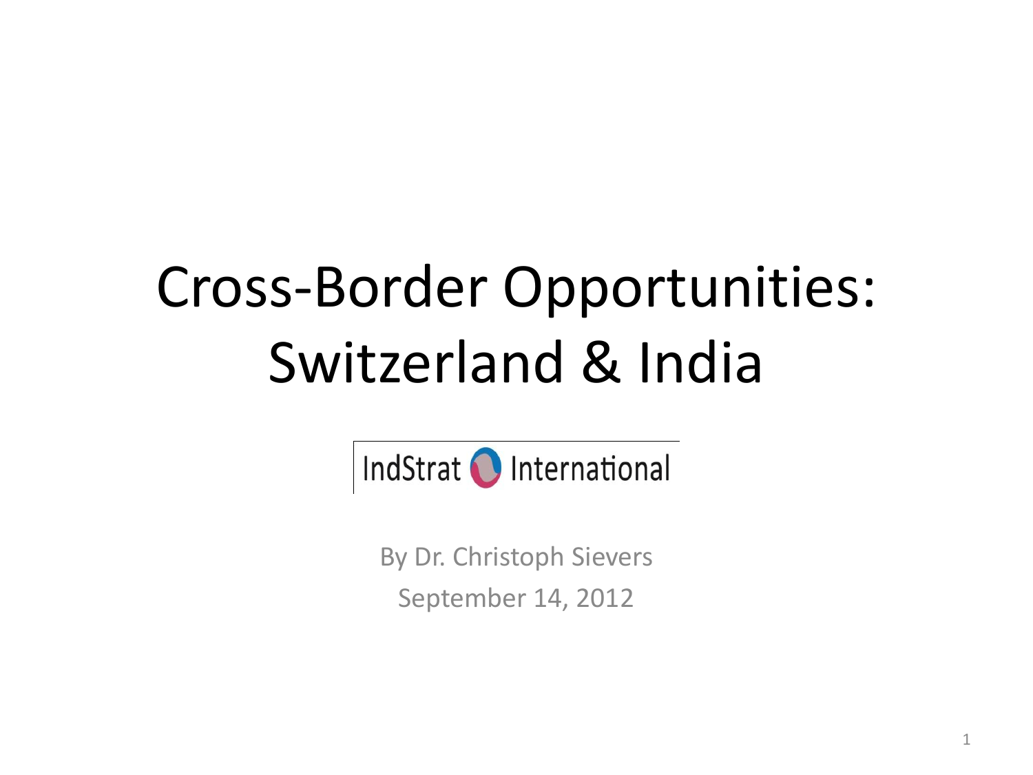# Cross-Border Opportunities: Switzerland & India

IndStrat International

By Dr. Christoph Sievers

September 14, 2012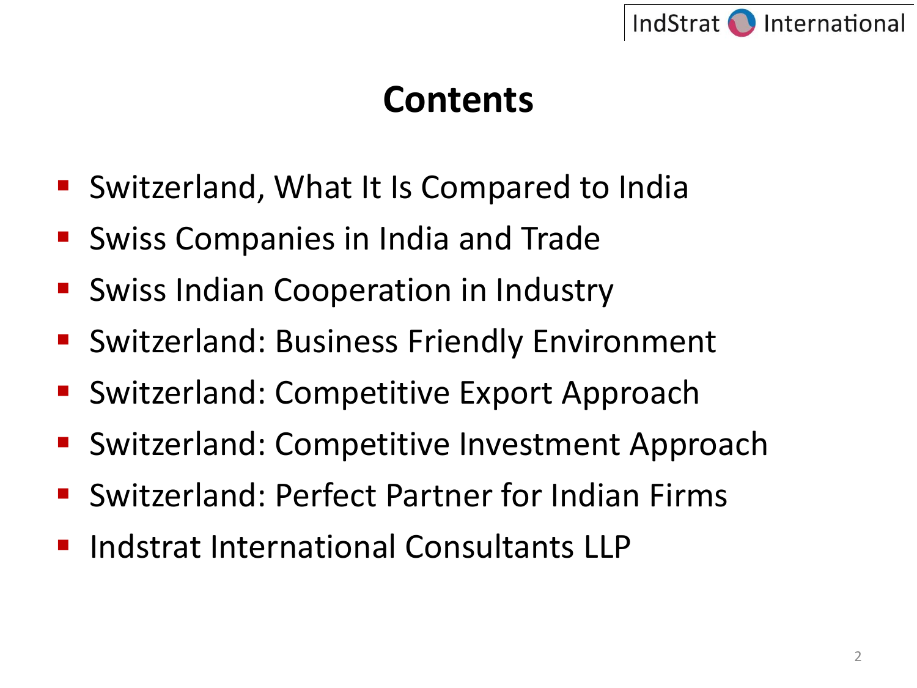# Contents

- Switzerland, What It Is Compared to India
- Swiss Companies in India and Trade
- Swiss Indian Cooperation in Industry
- Switzerland: Business Friendly Environment
- Switzerland: Competitive Export Approach
- Switzerland: Competitive Investment Approach
- Switzerland: Perfect Partner for Indian Firms
- Indstrat International Consultants LLP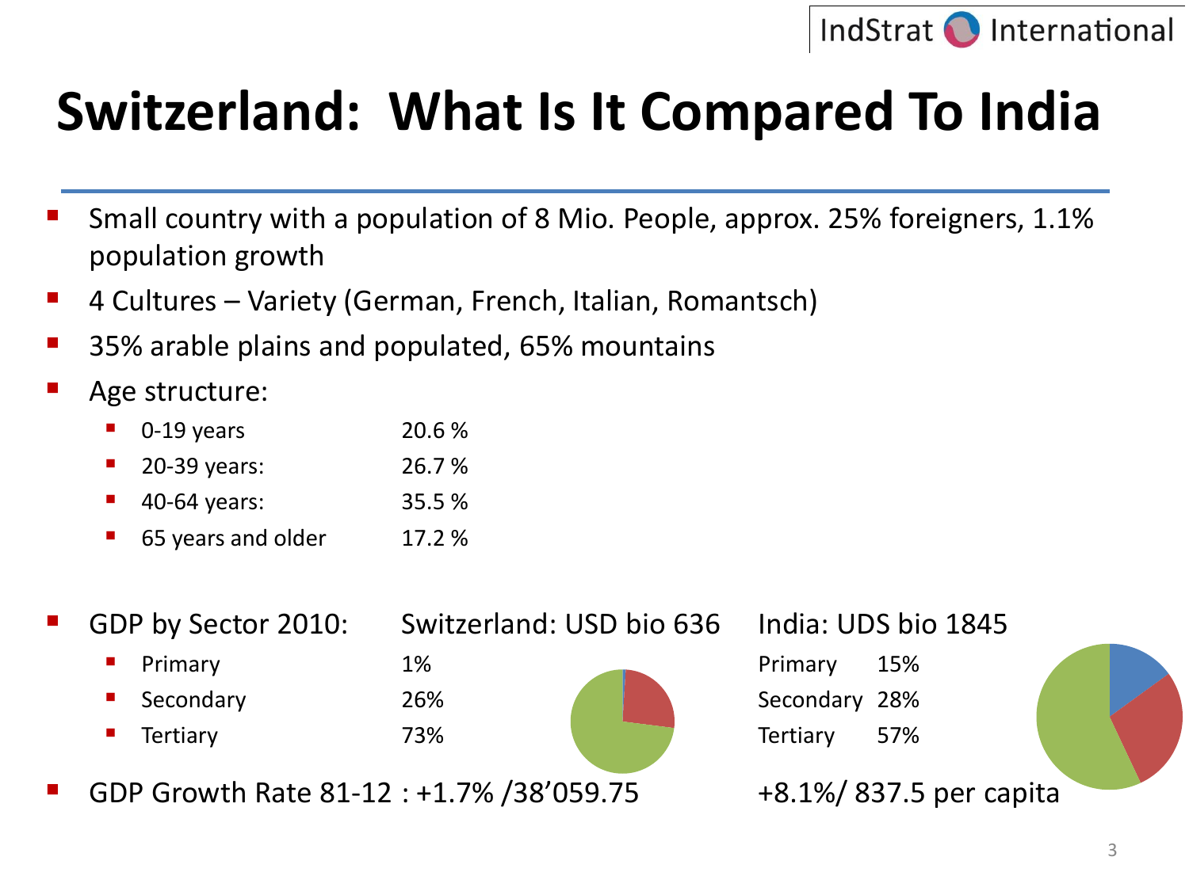# Switzerland: What Is It Compared To India

- Small country with a population of 8 Mio. People, approx. 25% foreigners, 1.1% population growth
- 4 Cultures – Variety (German, French, Italian, Romantsch)
- 35% arable plains and populated, 65% mountains
- Age structure:
  - 0-19 years 20.6 %
  - 20-39 years: 26.7 %
  - 40-64 years: 35.5 %
  - 65 years and older 17.2 %

- GDP by Sector 2010:

| | Switzerland: USD bio 636 | India: UDS bio 1845 |
|---|---|---|
| Primary | 1% | 15% |
| Secondary | 26% | 28% |
| Tertiary | 73% | 57% |

- GDP Growth Rate 81-12 : +1.7% /38'059.75 +8.1%/ 837.5 per capita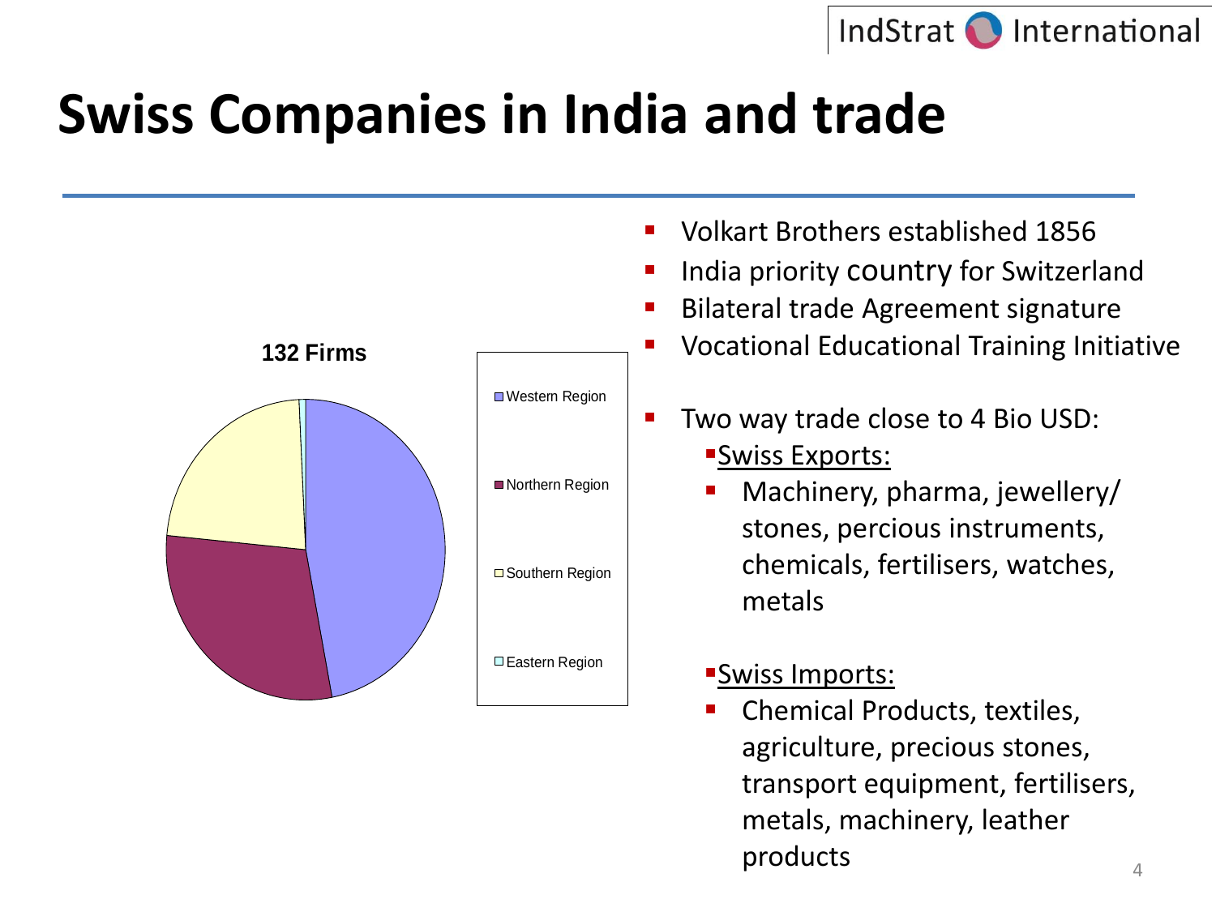# Swiss Companies in India and trade

**132 Firms**

- Western Region
- Northern Region
- Southern Region
- Eastern Region

- Volkart Brothers established 1856
- India priority country for Switzerland
- Bilateral trade Agreement signature
- Vocational Educational Training Initiative

- Two way trade close to 4 Bio USD:
  - Swiss Exports:
    - Machinery, pharma, jewellery/ stones, percious instruments, chemicals, fertilisers, watches, metals
  - Swiss Imports:
    - Chemical Products, textiles, agriculture, precious stones, transport equipment, fertilisers, metals, machinery, leather products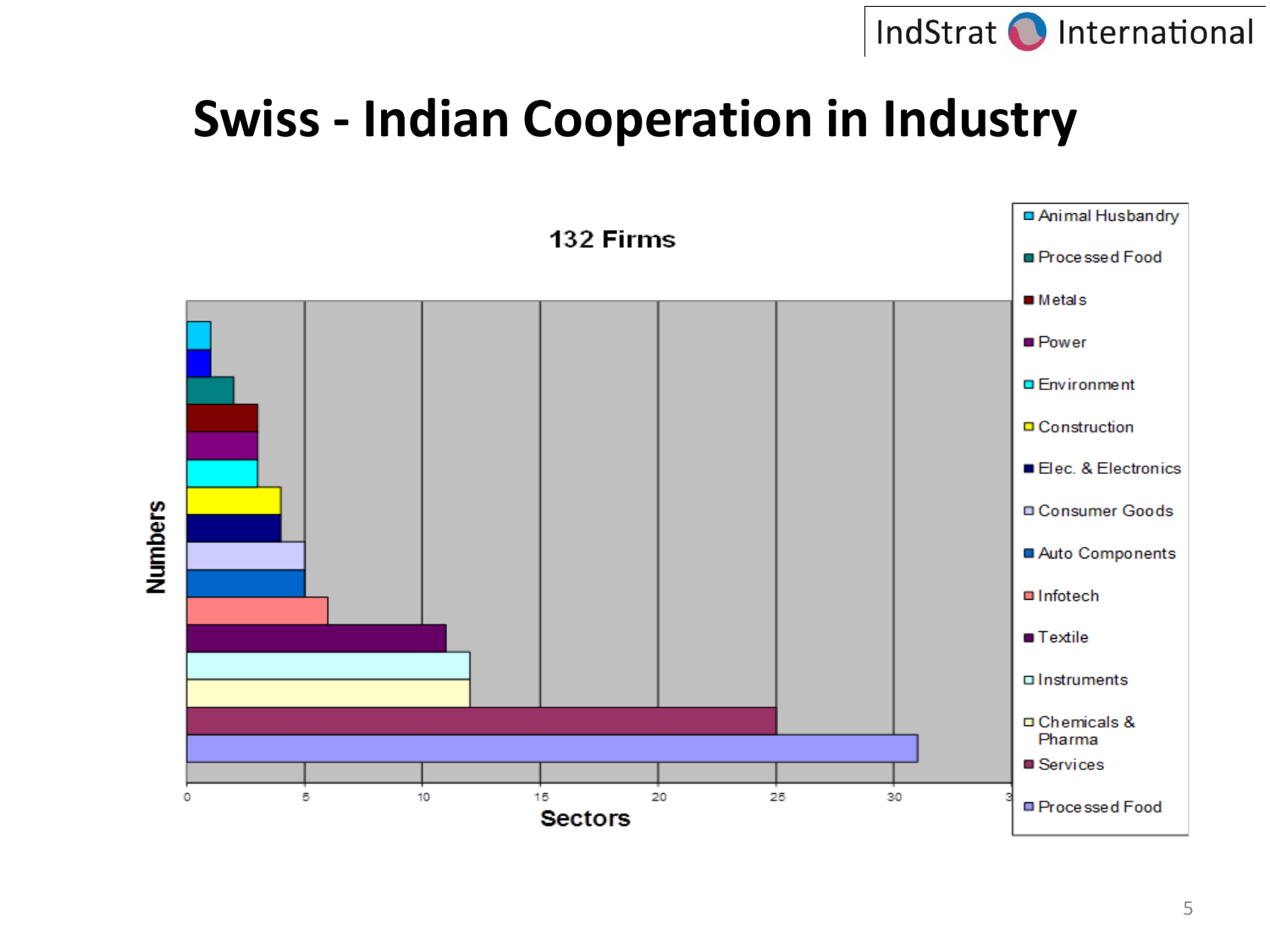# Swiss - Indian Cooperation in Industry

**132 Firms**

| Sector | Numbers |
|---|---|
| Animal Husbandry | 1 |
| Processed Food | 1 |
| Metals | 2 |
| Power | 3 |
| Environment | 3 |
| Construction | 3 |
| Elec. & Electronics | 4 |
| Consumer Goods | 4 |
| Auto Components | 5 |
| Infotech | 5 |
| Textile | 6 |
| Instruments | 11 |
| Chemicals & Pharma | 12 |
| Services | 12 |
| Processed Food | 25 |
|  | 31 |

Numbers

Sectors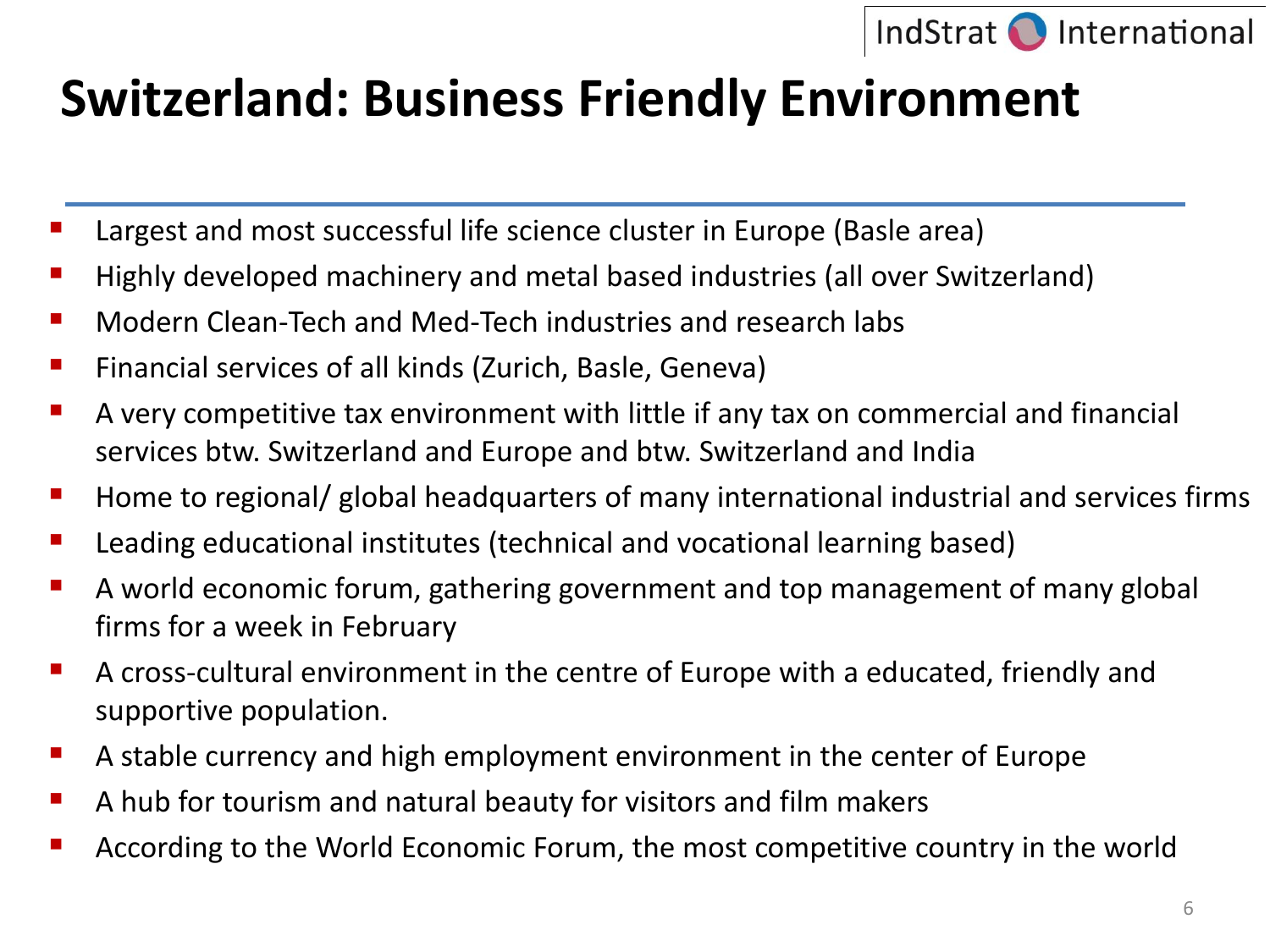# Switzerland: Business Friendly Environment

- Largest and most successful life science cluster in Europe (Basle area)
- Highly developed machinery and metal based industries (all over Switzerland)
- Modern Clean-Tech and Med-Tech industries and research labs
- Financial services of all kinds (Zurich, Basle, Geneva)
- A very competitive tax environment with little if any tax on commercial and financial services btw. Switzerland and Europe and btw. Switzerland and India
- Home to regional/ global headquarters of many international industrial and services firms
- Leading educational institutes (technical and vocational learning based)
- A world economic forum, gathering government and top management of many global firms for a week in February
- A cross-cultural environment in the centre of Europe with a educated, friendly and supportive population.
- A stable currency and high employment environment in the center of Europe
- A hub for tourism and natural beauty for visitors and film makers
- According to the World Economic Forum, the most competitive country in the world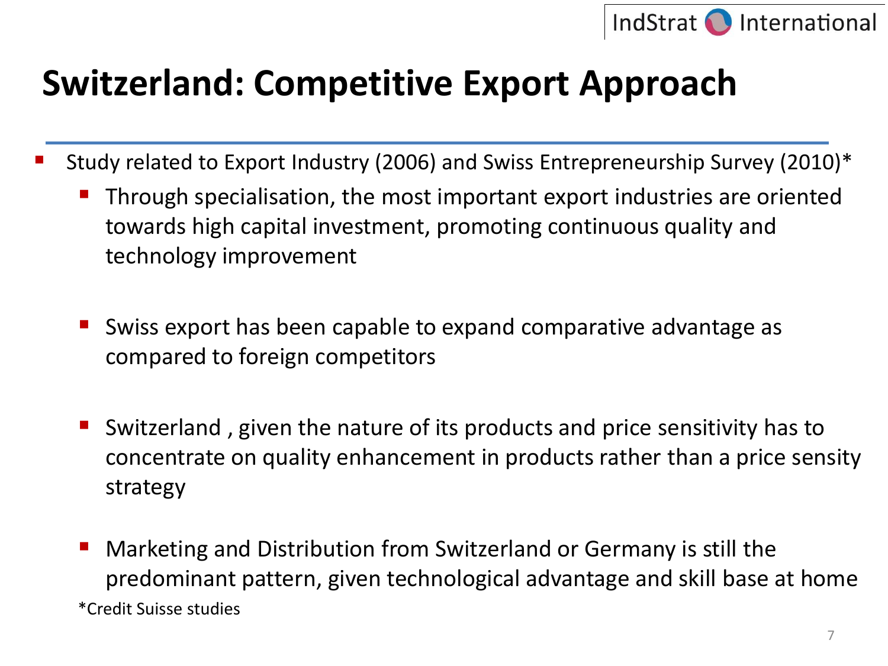# Switzerland: Competitive Export Approach

- Study related to Export Industry (2006) and Swiss Entrepreneurship Survey (2010)*
  - Through specialisation, the most important export industries are oriented towards high capital investment, promoting continuous quality and technology improvement
  - Swiss export has been capable to expand comparative advantage as compared to foreign competitors
  - Switzerland , given the nature of its products and price sensitivity has to concentrate on quality enhancement in products rather than a price sensity strategy
  - Marketing and Distribution from Switzerland or Germany is still the predominant pattern, given technological advantage and skill base at home

*Credit Suisse studies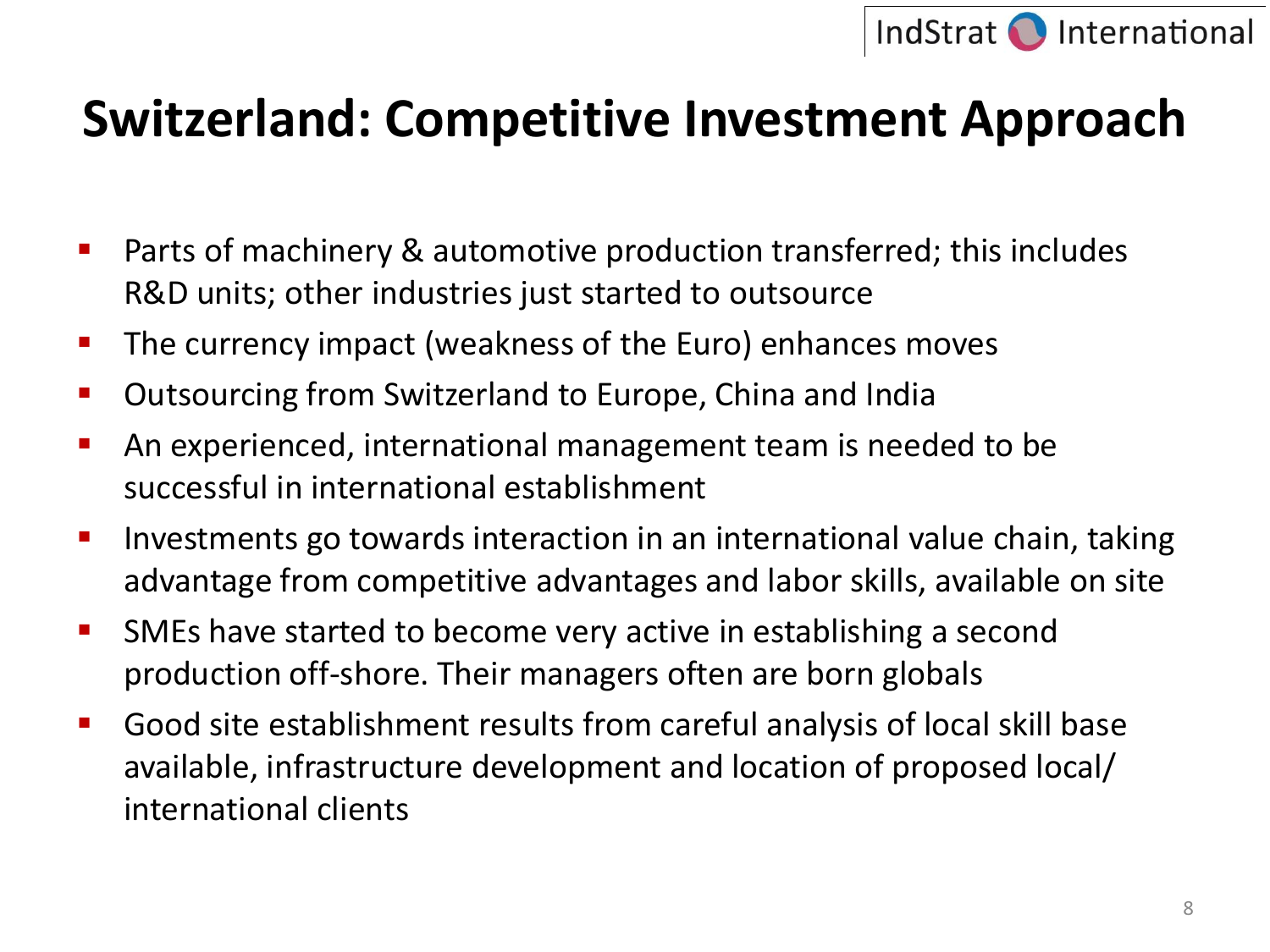# Switzerland: Competitive Investment Approach

- Parts of machinery & automotive production transferred; this includes R&D units; other industries just started to outsource
- The currency impact (weakness of the Euro) enhances moves
- Outsourcing from Switzerland to Europe, China and India
- An experienced, international management team is needed to be successful in international establishment
- Investments go towards interaction in an international value chain, taking advantage from competitive advantages and labor skills, available on site
- SMEs have started to become very active in establishing a second production off-shore. Their managers often are born globals
- Good site establishment results from careful analysis of local skill base available, infrastructure development and location of proposed local/ international clients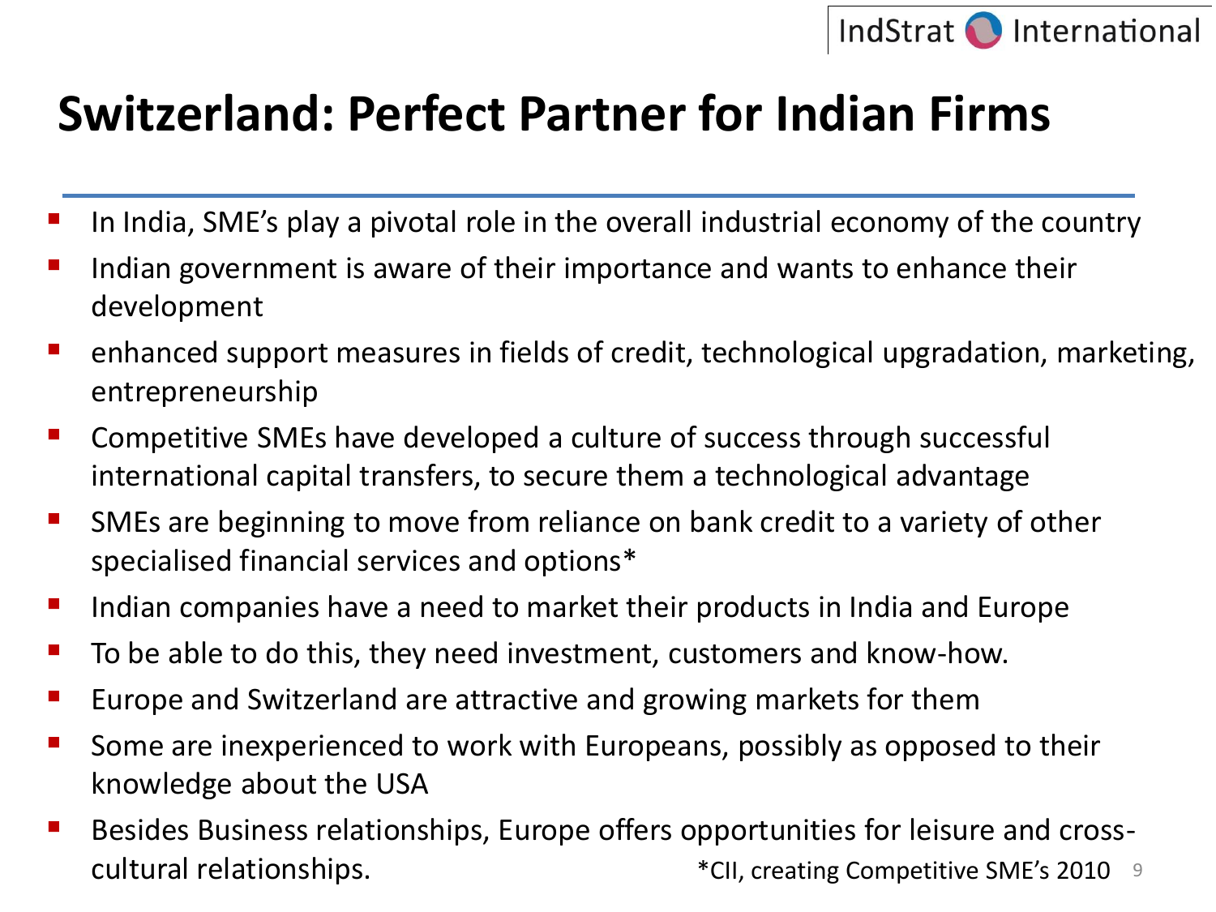# Switzerland: Perfect Partner for Indian Firms

- In India, SME's play a pivotal role in the overall industrial economy of the country
- Indian government is aware of their importance and wants to enhance their development
- enhanced support measures in fields of credit, technological upgradation, marketing, entrepreneurship
- Competitive SMEs have developed a culture of success through successful international capital transfers, to secure them a technological advantage
- SMEs are beginning to move from reliance on bank credit to a variety of other specialised financial services and options*
- Indian companies have a need to market their products in India and Europe
- To be able to do this, they need investment, customers and know-how.
- Europe and Switzerland are attractive and growing markets for them
- Some are inexperienced to work with Europeans, possibly as opposed to their knowledge about the USA
- Besides Business relationships, Europe offers opportunities for leisure and cross-cultural relationships.

*CII, creating Competitive SME's 2010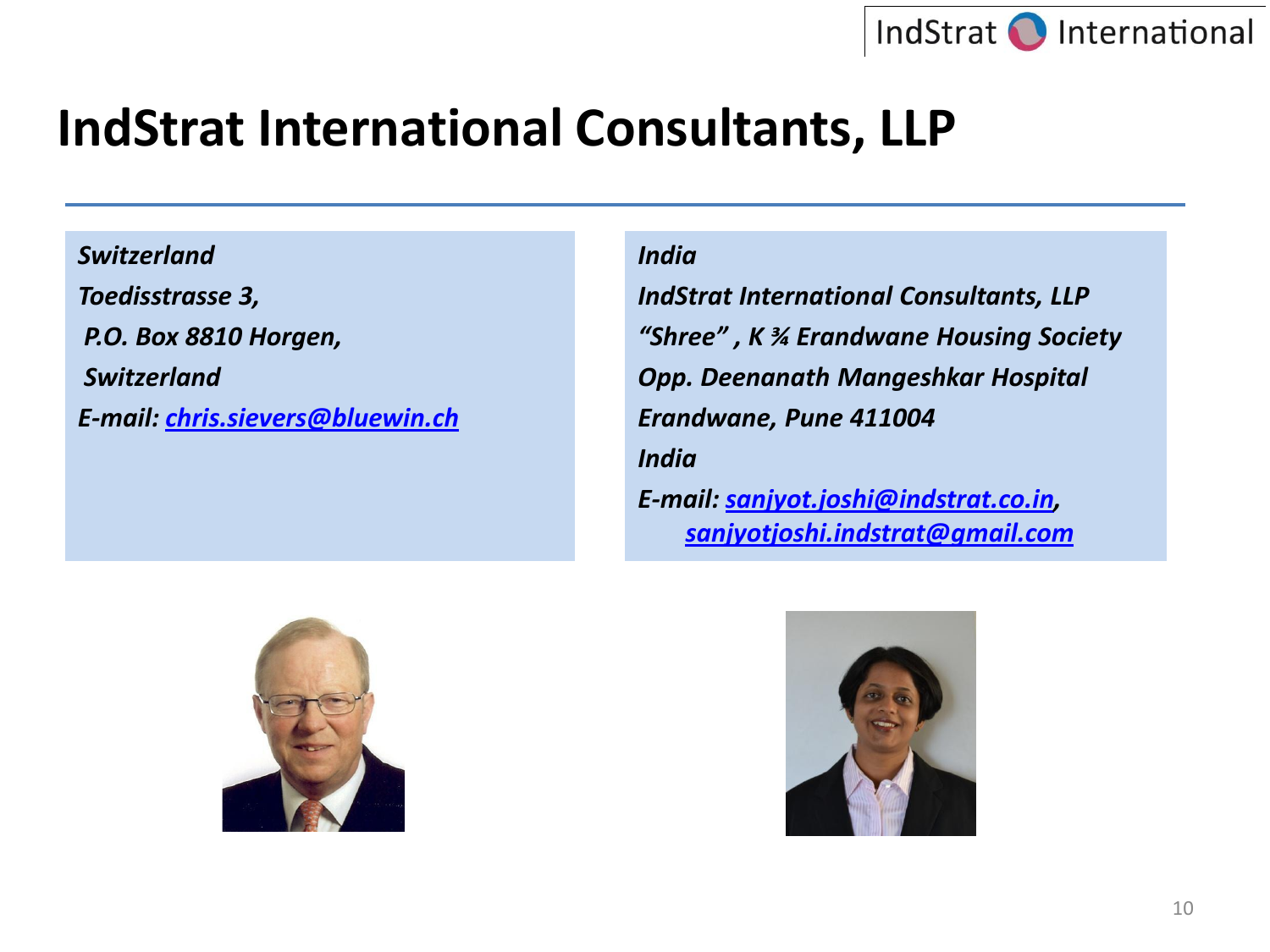# IndStrat International Consultants, LLP

*Switzerland*
*Toedisstrasse 3,*
*P.O. Box 8810 Horgen,*
*Switzerland*
*E-mail: chris.sievers@bluewin.ch*

*India*
*IndStrat International Consultants, LLP*
*"Shree" , K ¾ Erandwane Housing Society*
*Opp. Deenanath Mangeshkar Hospital*
*Erandwane, Pune 411004*
*India*
*E-mail: sanjyot.joshi@indstrat.co.in, sanjyotjoshi.indstrat@gmail.com*